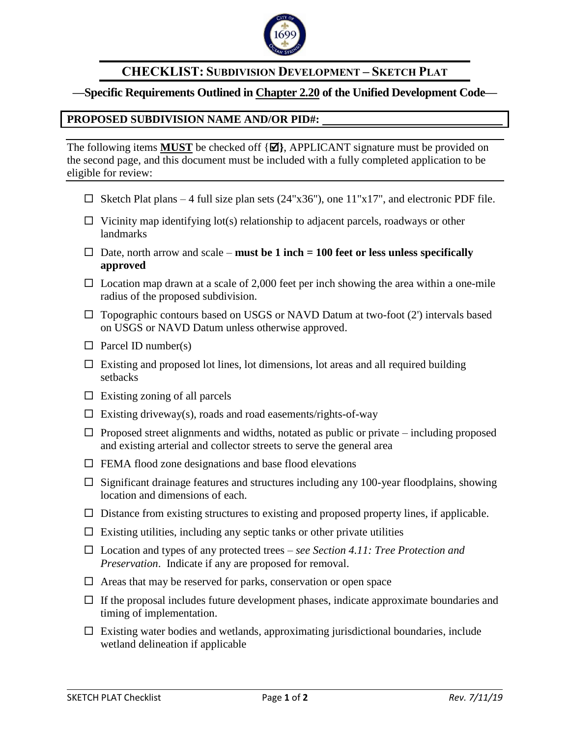# CHECKLIST: SUBDIVISION DEVELOPMENT – SKETCH PLAT

**—Specific Requirements Outlined in Chapter 2.20 of the Unified Development Code—**

**PROPOSED SUBDIVISION NAME AND/OR PID#: ______________________________**

The following items **MUST** be checked off {☑}, APPLICANT signature must be provided on the second page, and this document must be included with a fully completed application to be eligible for review:

- ☐ Sketch Plat plans – 4 full size plan sets (24"x36"), one 11"x17", and electronic PDF file.
- ☐ Vicinity map identifying lot(s) relationship to adjacent parcels, roadways or other landmarks
- ☐ Date, north arrow and scale – **must be 1 inch = 100 feet or less unless specifically approved**
- ☐ Location map drawn at a scale of 2,000 feet per inch showing the area within a one-mile radius of the proposed subdivision.
- ☐ Topographic contours based on USGS or NAVD Datum at two-foot (2') intervals based on USGS or NAVD Datum unless otherwise approved.
- ☐ Parcel ID number(s)
- ☐ Existing and proposed lot lines, lot dimensions, lot areas and all required building setbacks
- ☐ Existing zoning of all parcels
- ☐ Existing driveway(s), roads and road easements/rights-of-way
- ☐ Proposed street alignments and widths, notated as public or private – including proposed and existing arterial and collector streets to serve the general area
- ☐ FEMA flood zone designations and base flood elevations
- ☐ Significant drainage features and structures including any 100-year floodplains, showing location and dimensions of each.
- ☐ Distance from existing structures to existing and proposed property lines, if applicable.
- ☐ Existing utilities, including any septic tanks or other private utilities
- ☐ Location and types of any protected trees – *see Section 4.11: Tree Protection and Preservation*. Indicate if any are proposed for removal.
- ☐ Areas that may be reserved for parks, conservation or open space
- ☐ If the proposal includes future development phases, indicate approximate boundaries and timing of implementation.
- ☐ Existing water bodies and wetlands, approximating jurisdictional boundaries, include wetland delineation if applicable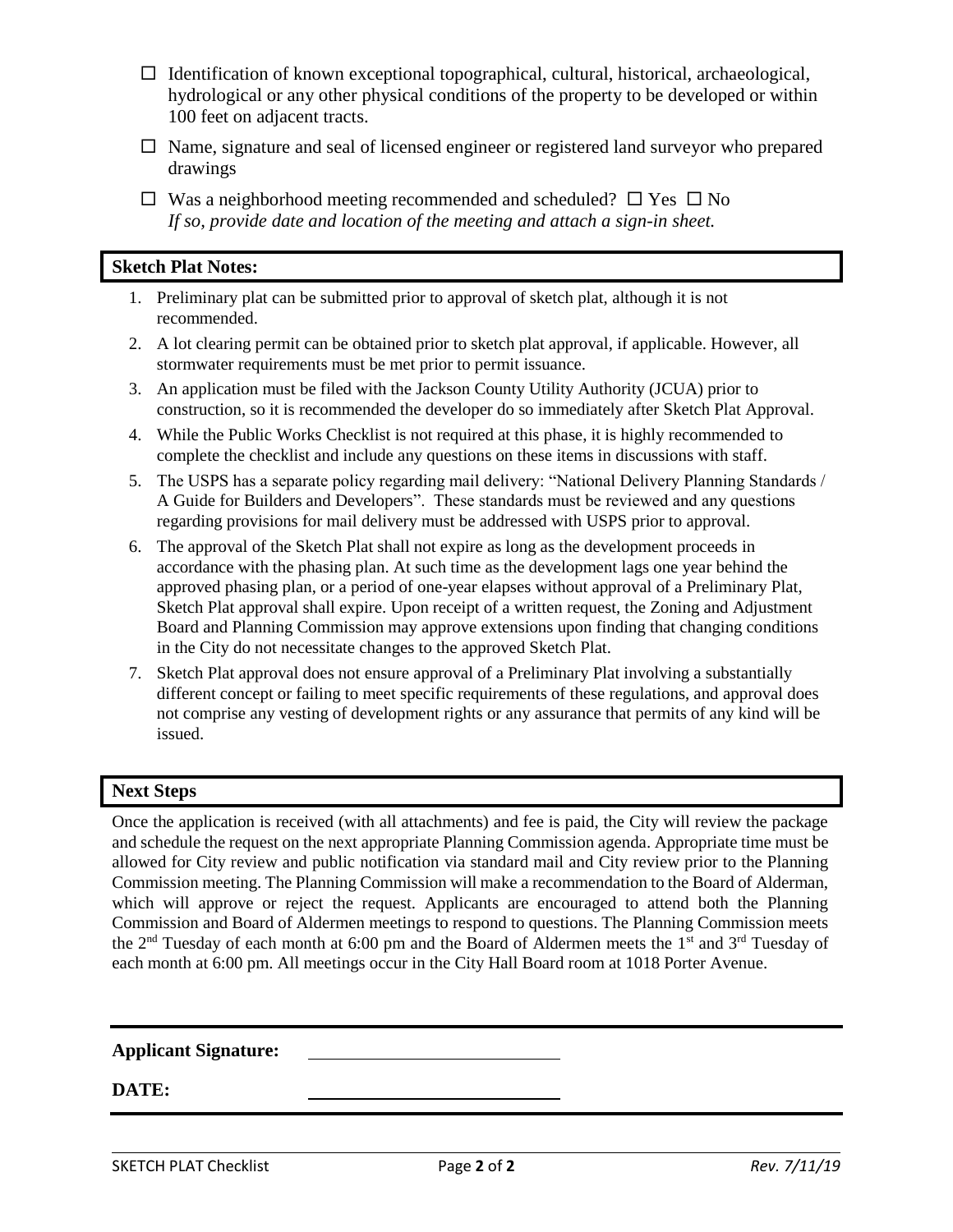- ☐ Identification of known exceptional topographical, cultural, historical, archaeological, hydrological or any other physical conditions of the property to be developed or within 100 feet on adjacent tracts.
- ☐ Name, signature and seal of licensed engineer or registered land surveyor who prepared drawings
- ☐ Was a neighborhood meeting recommended and scheduled? ☐ Yes ☐ No
  *If so, provide date and location of the meeting and attach a sign-in sheet.*

## Sketch Plat Notes:

1. Preliminary plat can be submitted prior to approval of sketch plat, although it is not recommended.
2. A lot clearing permit can be obtained prior to sketch plat approval, if applicable. However, all stormwater requirements must be met prior to permit issuance.
3. An application must be filed with the Jackson County Utility Authority (JCUA) prior to construction, so it is recommended the developer do so immediately after Sketch Plat Approval.
4. While the Public Works Checklist is not required at this phase, it is highly recommended to complete the checklist and include any questions on these items in discussions with staff.
5. The USPS has a separate policy regarding mail delivery: "National Delivery Planning Standards / A Guide for Builders and Developers". These standards must be reviewed and any questions regarding provisions for mail delivery must be addressed with USPS prior to approval.
6. The approval of the Sketch Plat shall not expire as long as the development proceeds in accordance with the phasing plan. At such time as the development lags one year behind the approved phasing plan, or a period of one-year elapses without approval of a Preliminary Plat, Sketch Plat approval shall expire. Upon receipt of a written request, the Zoning and Adjustment Board and Planning Commission may approve extensions upon finding that changing conditions in the City do not necessitate changes to the approved Sketch Plat.
7. Sketch Plat approval does not ensure approval of a Preliminary Plat involving a substantially different concept or failing to meet specific requirements of these regulations, and approval does not comprise any vesting of development rights or any assurance that permits of any kind will be issued.

## Next Steps

Once the application is received (with all attachments) and fee is paid, the City will review the package and schedule the request on the next appropriate Planning Commission agenda. Appropriate time must be allowed for City review and public notification via standard mail and City review prior to the Planning Commission meeting. The Planning Commission will make a recommendation to the Board of Alderman, which will approve or reject the request. Applicants are encouraged to attend both the Planning Commission and Board of Aldermen meetings to respond to questions. The Planning Commission meets the 2nd Tuesday of each month at 6:00 pm and the Board of Aldermen meets the 1st and 3rd Tuesday of each month at 6:00 pm. All meetings occur in the City Hall Board room at 1018 Porter Avenue.

**Applicant Signature:** ______________________________

**DATE:** ______________________________